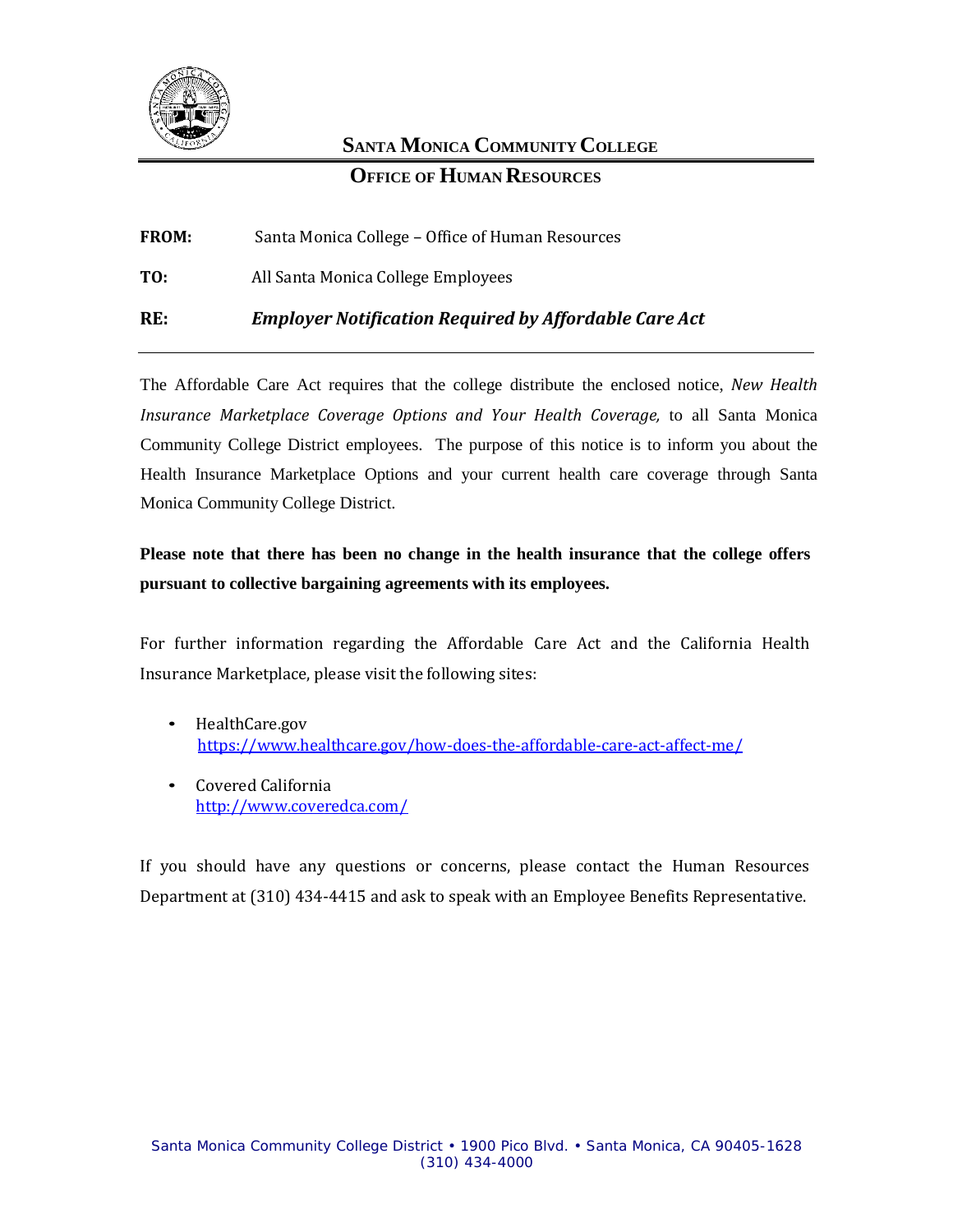# Santa Monica Community College

## Office of Human Resources

**FROM:** Santa Monica College – Office of Human Resources

**TO:** All Santa Monica College Employees

**RE:** ***Employer Notification Required by Affordable Care Act***

---

The Affordable Care Act requires that the college distribute the enclosed notice, *New Health Insurance Marketplace Coverage Options and Your Health Coverage,* to all Santa Monica Community College District employees. The purpose of this notice is to inform you about the Health Insurance Marketplace Options and your current health care coverage through Santa Monica Community College District.

**Please note that there has been no change in the health insurance that the college offers pursuant to collective bargaining agreements with its employees.**

For further information regarding the Affordable Care Act and the California Health Insurance Marketplace, please visit the following sites:

- HealthCare.gov
  https://www.healthcare.gov/how-does-the-affordable-care-act-affect-me/
- Covered California
  http://www.coveredca.com/

If you should have any questions or concerns, please contact the Human Resources Department at (310) 434-4415 and ask to speak with an Employee Benefits Representative.

Santa Monica Community College District • 1900 Pico Blvd. • Santa Monica, CA 90405-1628
(310) 434-4000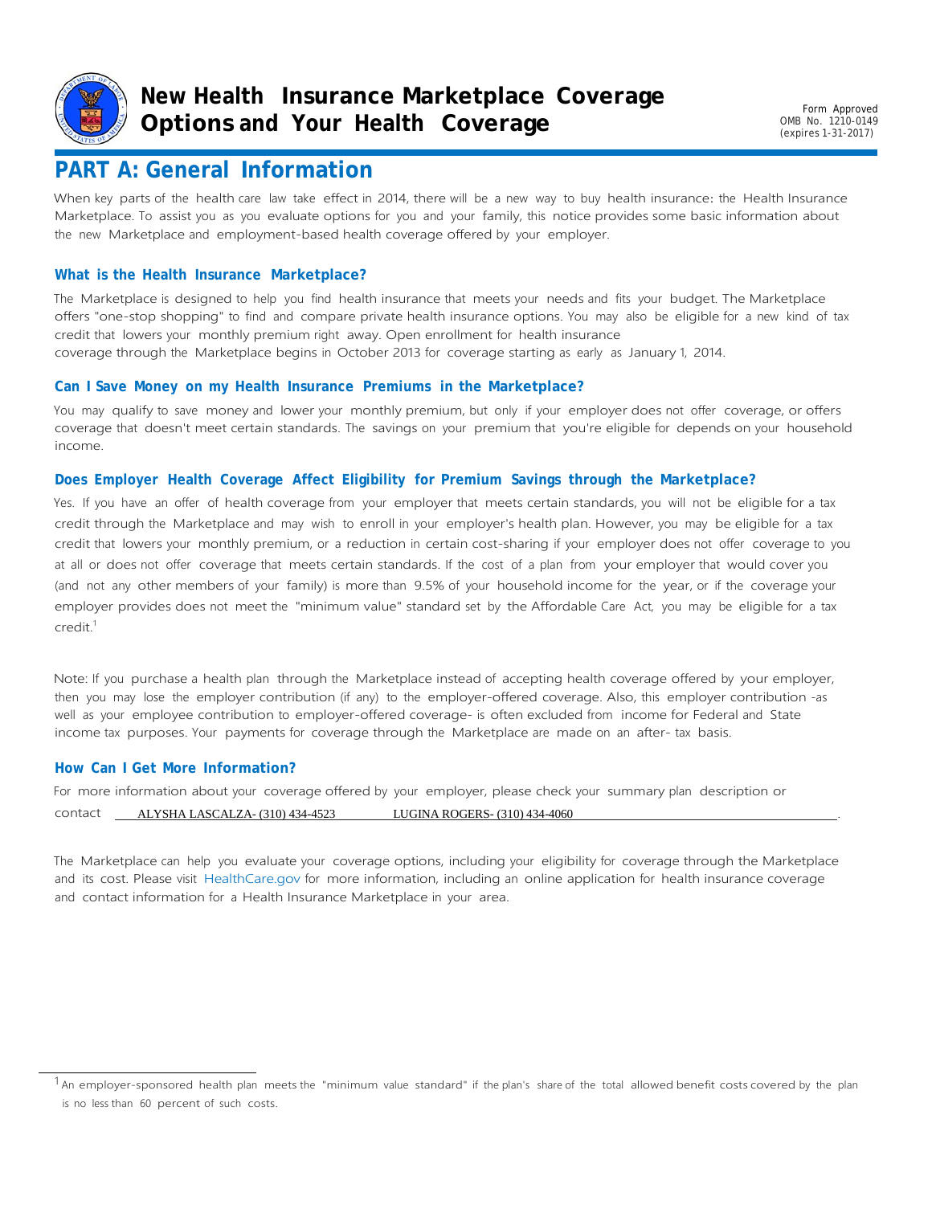# New Health Insurance Marketplace Coverage Options and Your Health Coverage

Form Approved
OMB No. 1210-0149
(expires 1-31-2017)

## PART A: General Information

When key parts of the health care law take effect in 2014, there will be a new way to buy health insurance: the Health Insurance Marketplace. To assist you as you evaluate options for you and your family, this notice provides some basic information about the new Marketplace and employment-based health coverage offered by your employer.

### What is the Health Insurance Marketplace?

The Marketplace is designed to help you find health insurance that meets your needs and fits your budget. The Marketplace offers "one-stop shopping" to find and compare private health insurance options. You may also be eligible for a new kind of tax credit that lowers your monthly premium right away. Open enrollment for health insurance coverage through the Marketplace begins in October 2013 for coverage starting as early as January 1, 2014.

### Can I Save Money on my Health Insurance Premiums in the Marketplace?

You may qualify to save money and lower your monthly premium, but only if your employer does not offer coverage, or offers coverage that doesn't meet certain standards. The savings on your premium that you're eligible for depends on your household income.

### Does Employer Health Coverage Affect Eligibility for Premium Savings through the Marketplace?

Yes. If you have an offer of health coverage from your employer that meets certain standards, you will not be eligible for a tax credit through the Marketplace and may wish to enroll in your employer's health plan. However, you may be eligible for a tax credit that lowers your monthly premium, or a reduction in certain cost-sharing if your employer does not offer coverage to you at all or does not offer coverage that meets certain standards. If the cost of a plan from your employer that would cover you (and not any other members of your family) is more than 9.5% of your household income for the year, or if the coverage your employer provides does not meet the "minimum value" standard set by the Affordable Care Act, you may be eligible for a tax credit.[1]

Note: If you purchase a health plan through the Marketplace instead of accepting health coverage offered by your employer, then you may lose the employer contribution (if any) to the employer-offered coverage. Also, this employer contribution -as well as your employee contribution to employer-offered coverage- is often excluded from income for Federal and State income tax purposes. Your payments for coverage through the Marketplace are made on an after- tax basis.

### How Can I Get More Information?

For more information about your coverage offered by your employer, please check your summary plan description or contact ALYSHA LASCALZA- (310) 434-4523 LUGINA ROGERS- (310) 434-4060.

The Marketplace can help you evaluate your coverage options, including your eligibility for coverage through the Marketplace and its cost. Please visit HealthCare.gov for more information, including an online application for health insurance coverage and contact information for a Health Insurance Marketplace in your area.

[1] An employer-sponsored health plan meets the "minimum value standard" if the plan's share of the total allowed benefit costs covered by the plan is no less than 60 percent of such costs.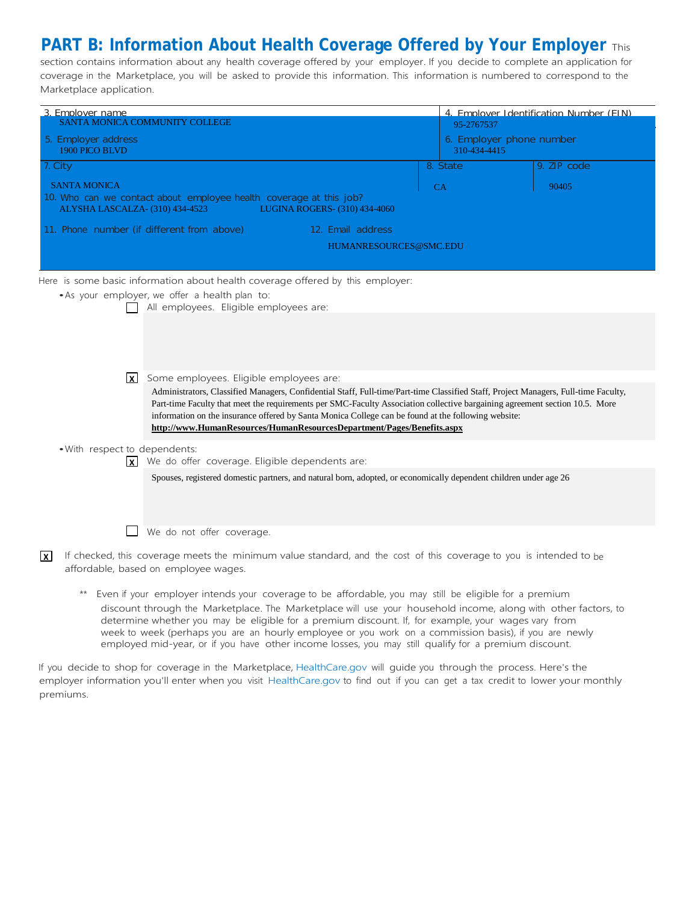## PART B: Information About Health Coverage Offered by Your Employer

This section contains information about any health coverage offered by your employer. If you decide to complete an application for coverage in the Marketplace, you will be asked to provide this information. This information is numbered to correspond to the Marketplace application.

| | | |
|---|---|---|
| 3. Employer name<br>SANTA MONICA COMMUNITY COLLEGE | 4. Employer Identification Number (EIN)<br>95-2767537 | |
| 5. Employer address<br>1900 PICO BLVD | 6. Employer phone number<br>310-434-4415 | |
| 7. City<br>SANTA MONICA | 8. State<br>CA | 9. ZIP code<br>90405 |
| 10. Who can we contact about employee health coverage at this job?<br>ALYSHA LASCALZA- (310) 434-4523 LUGINA ROGERS- (310) 434-4060 | | |
| 11. Phone number (if different from above) | 12. Email address<br>HUMANRESOURCES@SMC.EDU | |

Here is some basic information about health coverage offered by this employer:

- As your employer, we offer a health plan to:
  - ☐ All employees. Eligible employees are:
  - ☒ Some employees. Eligible employees are:

    Administrators, Classified Managers, Confidential Staff, Full-time/Part-time Classified Staff, Project Managers, Full-time Faculty, Part-time Faculty that meet the requirements per SMC-Faculty Association collective bargaining agreement section 10.5. More information on the insurance offered by Santa Monica College can be found at the following website: **http://www.HumanResources/HumanResourcesDepartment/Pages/Benefits.aspx**

- With respect to dependents:
  - ☒ We do offer coverage. Eligible dependents are:

    Spouses, registered domestic partners, and natural born, adopted, or economically dependent children under age 26

  - ☐ We do not offer coverage.

☒ If checked, this coverage meets the minimum value standard, and the cost of this coverage to you is intended to be affordable, based on employee wages.

** Even if your employer intends your coverage to be affordable, you may still be eligible for a premium discount through the Marketplace. The Marketplace will use your household income, along with other factors, to determine whether you may be eligible for a premium discount. If, for example, your wages vary from week to week (perhaps you are an hourly employee or you work on a commission basis), if you are newly employed mid-year, or if you have other income losses, you may still qualify for a premium discount.

If you decide to shop for coverage in the Marketplace, HealthCare.gov will guide you through the process. Here's the employer information you'll enter when you visit HealthCare.gov to find out if you can get a tax credit to lower your monthly premiums.